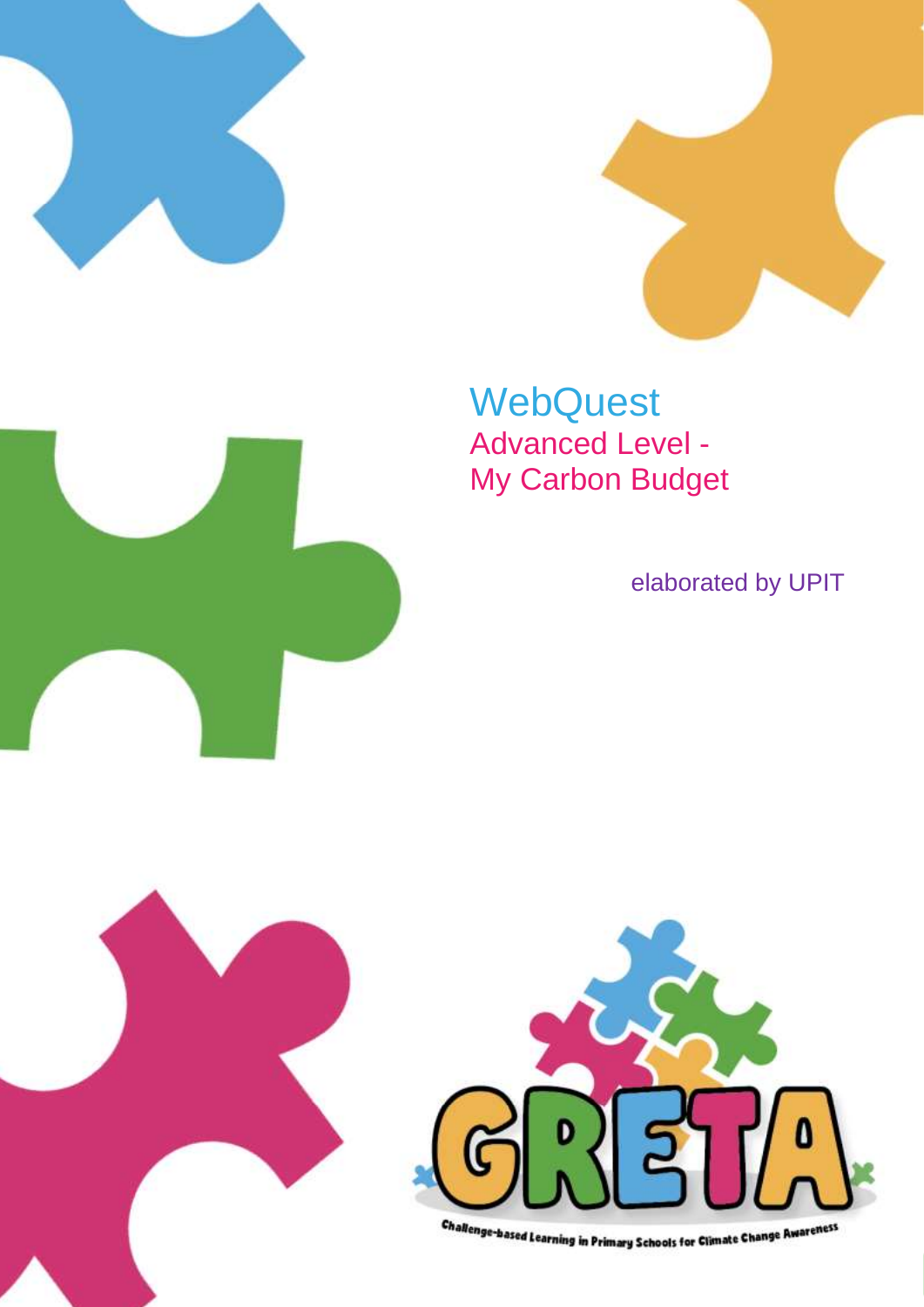# WebQuest

## Advanced Level - My Carbon Budget

elaborated by UPIT

GRETA

Challenge-based Learning in Primary Schools for Climate Change Awareness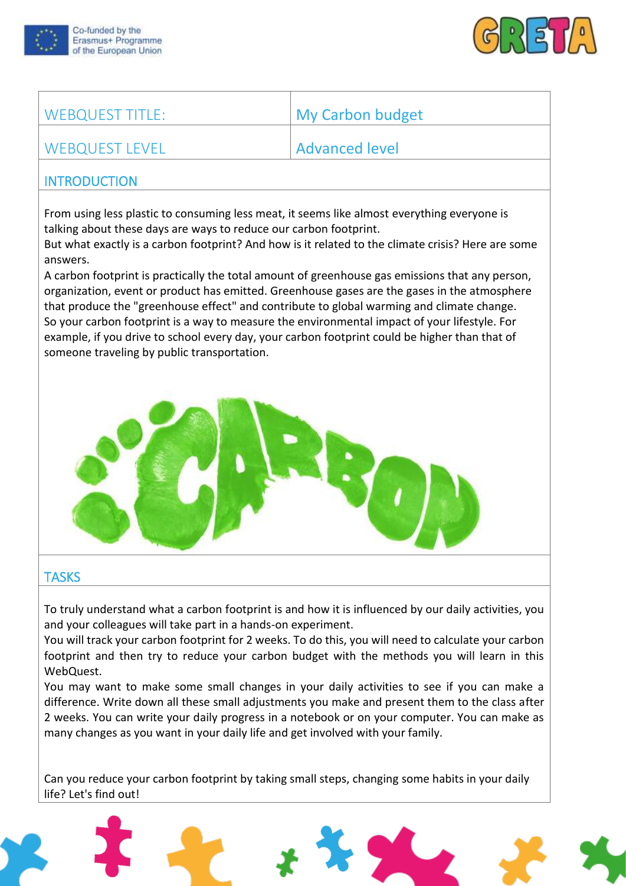| WEBQUEST TITLE: | My Carbon budget |
| --- | --- |
| WEBQUEST LEVEL | Advanced level |

## INTRODUCTION

From using less plastic to consuming less meat, it seems like almost everything everyone is talking about these days are ways to reduce our carbon footprint.
But what exactly is a carbon footprint? And how is it related to the climate crisis? Here are some answers.
A carbon footprint is practically the total amount of greenhouse gas emissions that any person, organization, event or product has emitted. Greenhouse gases are the gases in the atmosphere that produce the "greenhouse effect" and contribute to global warming and climate change.
So your carbon footprint is a way to measure the environmental impact of your lifestyle. For example, if you drive to school every day, your carbon footprint could be higher than that of someone traveling by public transportation.

## TASKS

To truly understand what a carbon footprint is and how it is influenced by our daily activities, you and your colleagues will take part in a hands-on experiment.
You will track your carbon footprint for 2 weeks. To do this, you will need to calculate your carbon footprint and then try to reduce your carbon budget with the methods you will learn in this WebQuest.
You may want to make some small changes in your daily activities to see if you can make a difference. Write down all these small adjustments you make and present them to the class after 2 weeks. You can write your daily progress in a notebook or on your computer. You can make as many changes as you want in your daily life and get involved with your family.

Can you reduce your carbon footprint by taking small steps, changing some habits in your daily life? Let's find out!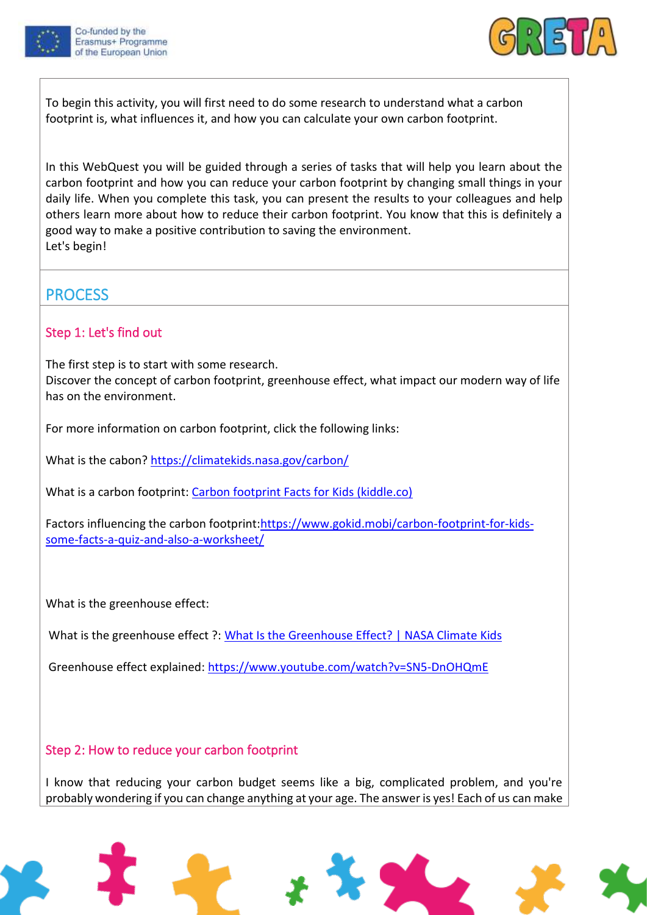To begin this activity, you will first need to do some research to understand what a carbon footprint is, what influences it, and how you can calculate your own carbon footprint.

In this WebQuest you will be guided through a series of tasks that will help you learn about the carbon footprint and how you can reduce your carbon footprint by changing small things in your daily life. When you complete this task, you can present the results to your colleagues and help others learn more about how to reduce their carbon footprint. You know that this is definitely a good way to make a positive contribution to saving the environment.
Let's begin!

## PROCESS

### Step 1: Let's find out

The first step is to start with some research.
Discover the concept of carbon footprint, greenhouse effect, what impact our modern way of life has on the environment.

For more information on carbon footprint, click the following links:

What is the cabon? [https://climatekids.nasa.gov/carbon/](https://climatekids.nasa.gov/carbon/)

What is a carbon footprint: Carbon footprint Facts for Kids (kiddle.co)

Factors influencing the carbon footprint: [https://www.gokid.mobi/carbon-footprint-for-kids-some-facts-a-quiz-and-also-a-worksheet/](https://www.gokid.mobi/carbon-footprint-for-kids-some-facts-a-quiz-and-also-a-worksheet/)

What is the greenhouse effect:

What is the greenhouse effect ?: What Is the Greenhouse Effect? | NASA Climate Kids

Greenhouse effect explained: [https://www.youtube.com/watch?v=SN5-DnOHQmE](https://www.youtube.com/watch?v=SN5-DnOHQmE)

### Step 2: How to reduce your carbon footprint

I know that reducing your carbon budget seems like a big, complicated problem, and you're probably wondering if you can change anything at your age. The answer is yes! Each of us can make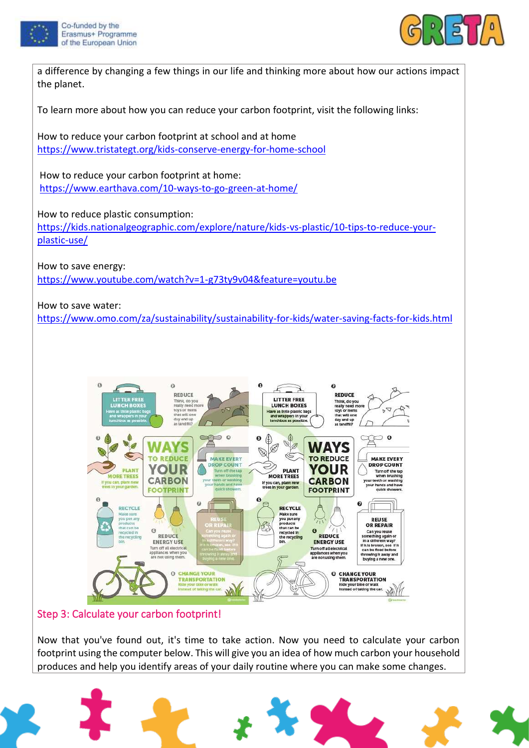a difference by changing a few things in our life and thinking more about how our actions impact the planet.

To learn more about how you can reduce your carbon footprint, visit the following links:

How to reduce your carbon footprint at school and at home
https://www.tristategt.org/kids-conserve-energy-for-home-school

How to reduce your carbon footprint at home:
https://www.earthava.com/10-ways-to-go-green-at-home/

How to reduce plastic consumption:
https://kids.nationalgeographic.com/explore/nature/kids-vs-plastic/10-tips-to-reduce-your-plastic-use/

How to save energy:
https://www.youtube.com/watch?v=1-g73ty9v04&feature=youtu.be

How to save water:
https://www.omo.com/za/sustainability/sustainability-for-kids/water-saving-facts-for-kids.html

## Step 3: Calculate your carbon footprint!

Now that you've found out, it's time to take action. Now you need to calculate your carbon footprint using the computer below. This will give you an idea of how much carbon your household produces and help you identify areas of your daily routine where you can make some changes.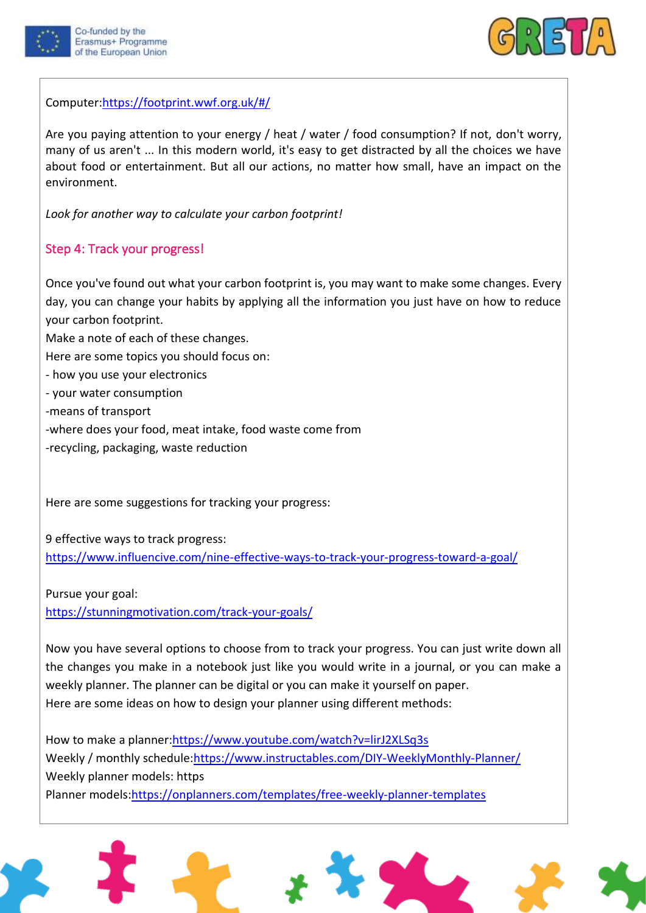Computer:[https://footprint.wwf.org.uk/#/](https://footprint.wwf.org.uk/#/)

Are you paying attention to your energy / heat / water / food consumption? If not, don't worry, many of us aren't ... In this modern world, it's easy to get distracted by all the choices we have about food or entertainment. But all our actions, no matter how small, have an impact on the environment.

*Look for another way to calculate your carbon footprint!*

## Step 4: Track your progress!

Once you've found out what your carbon footprint is, you may want to make some changes. Every day, you can change your habits by applying all the information you just have on how to reduce your carbon footprint.
Make a note of each of these changes.
Here are some topics you should focus on:
- how you use your electronics
- your water consumption
-means of transport
-where does your food, meat intake, food waste come from
-recycling, packaging, waste reduction

Here are some suggestions for tracking your progress:

9 effective ways to track progress:
[https://www.influencive.com/nine-effective-ways-to-track-your-progress-toward-a-goal/](https://www.influencive.com/nine-effective-ways-to-track-your-progress-toward-a-goal/)

Pursue your goal:
[https://stunningmotivation.com/track-your-goals/](https://stunningmotivation.com/track-your-goals/)

Now you have several options to choose from to track your progress. You can just write down all the changes you make in a notebook just like you would write in a journal, or you can make a weekly planner. The planner can be digital or you can make it yourself on paper.
Here are some ideas on how to design your planner using different methods:

How to make a planner:[https://www.youtube.com/watch?v=lirJ2XLSq3s](https://www.youtube.com/watch?v=lirJ2XLSq3s)
Weekly / monthly schedule:[https://www.instructables.com/DIY-WeeklyMonthly-Planner/](https://www.instructables.com/DIY-WeeklyMonthly-Planner/)
Weekly planner models: https
Planner models:[https://onplanners.com/templates/free-weekly-planner-templates](https://onplanners.com/templates/free-weekly-planner-templates)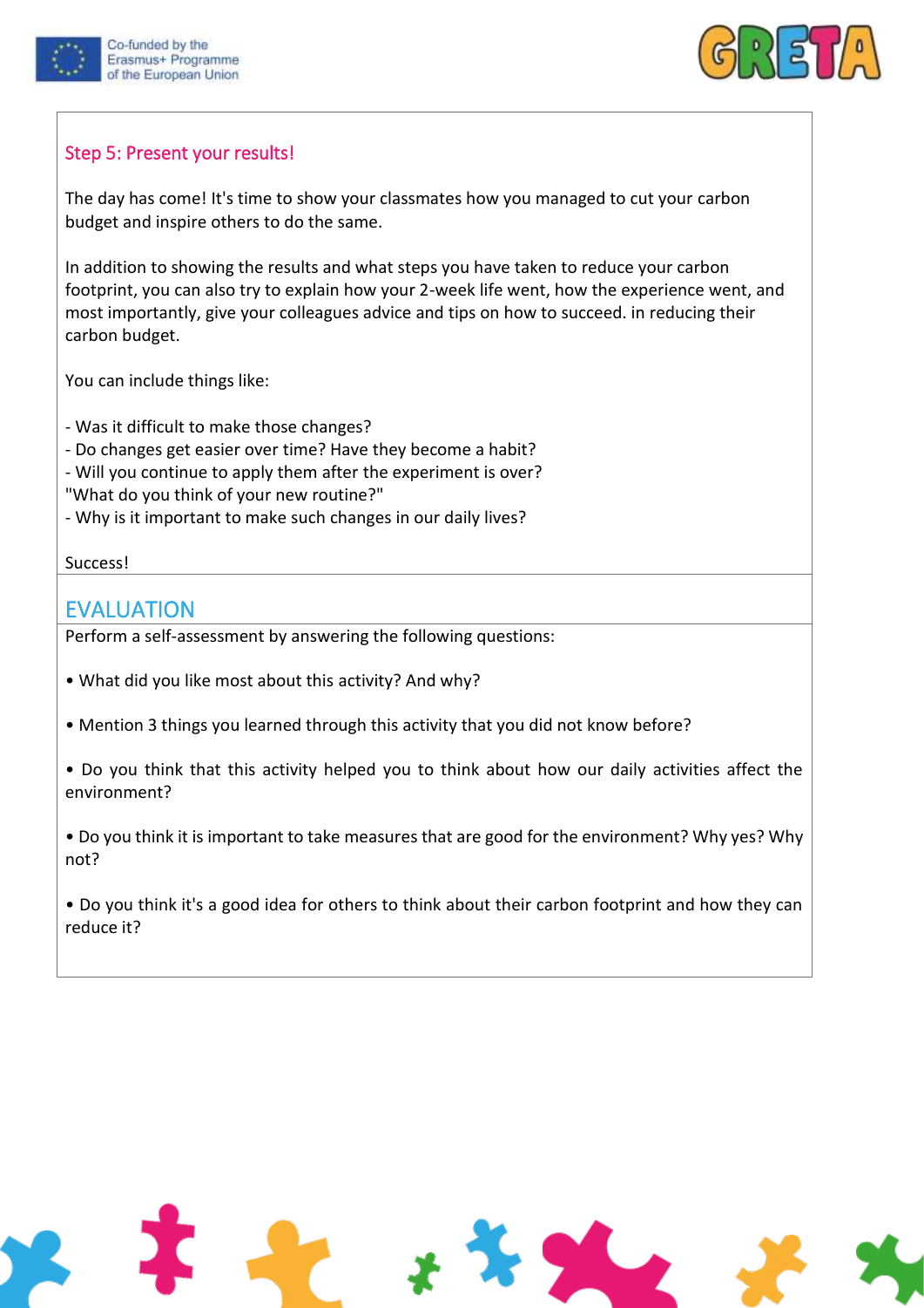### Step 5: Present your results!

The day has come! It's time to show your classmates how you managed to cut your carbon budget and inspire others to do the same.

In addition to showing the results and what steps you have taken to reduce your carbon footprint, you can also try to explain how your 2-week life went, how the experience went, and most importantly, give your colleagues advice and tips on how to succeed. in reducing their carbon budget.

You can include things like:

- Was it difficult to make those changes?
- Do changes get easier over time? Have they become a habit?
- Will you continue to apply them after the experiment is over?

"What do you think of your new routine?"

- Why is it important to make such changes in our daily lives?

Success!

## EVALUATION

Perform a self-assessment by answering the following questions:

- What did you like most about this activity? And why?
- Mention 3 things you learned through this activity that you did not know before?
- Do you think that this activity helped you to think about how our daily activities affect the environment?
- Do you think it is important to take measures that are good for the environment? Why yes? Why not?
- Do you think it's a good idea for others to think about their carbon footprint and how they can reduce it?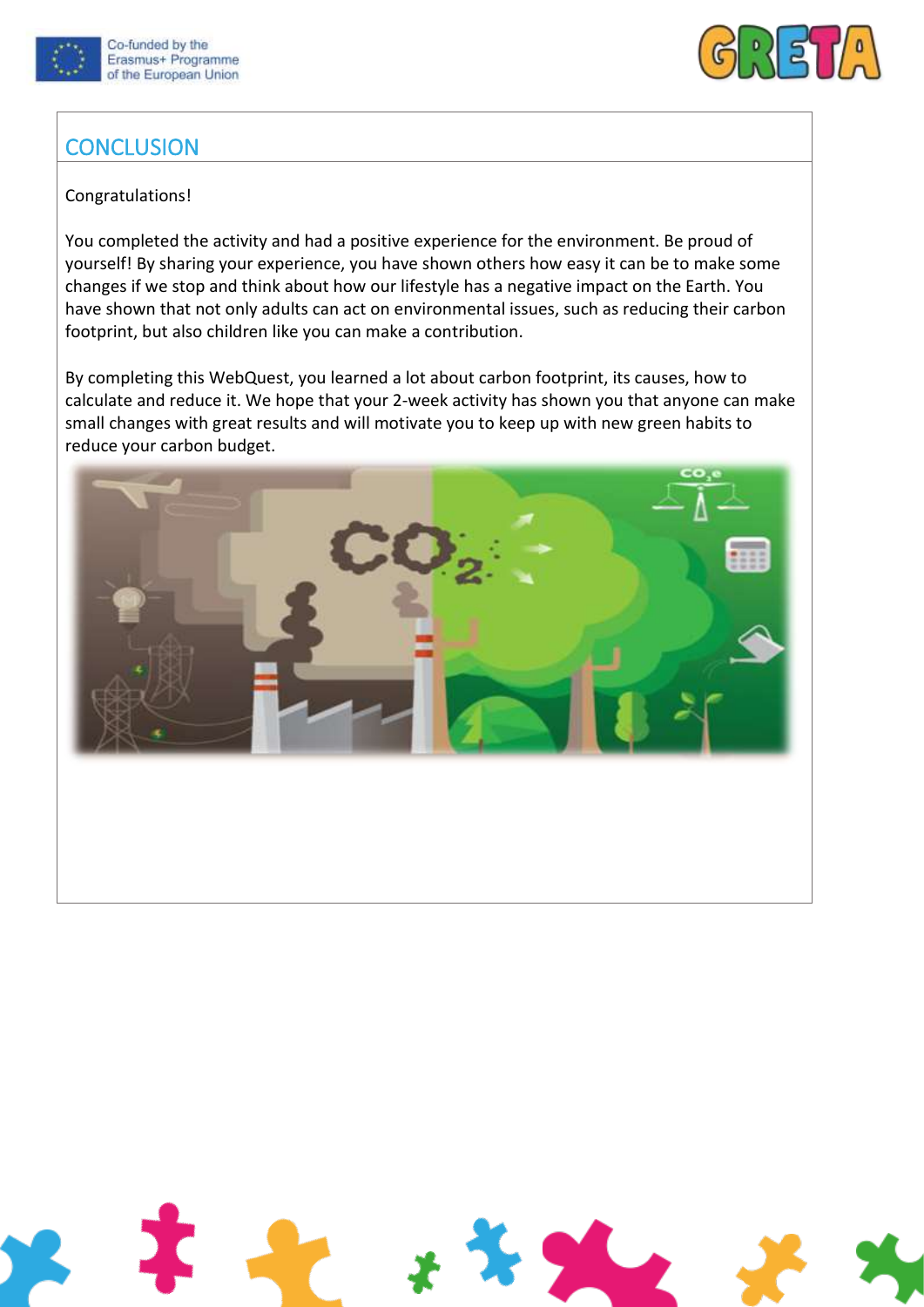## CONCLUSION

Congratulations!

You completed the activity and had a positive experience for the environment. Be proud of yourself! By sharing your experience, you have shown others how easy it can be to make some changes if we stop and think about how our lifestyle has a negative impact on the Earth. You have shown that not only adults can act on environmental issues, such as reducing their carbon footprint, but also children like you can make a contribution.

By completing this WebQuest, you learned a lot about carbon footprint, its causes, how to calculate and reduce it. We hope that your 2-week activity has shown you that anyone can make small changes with great results and will motivate you to keep up with new green habits to reduce your carbon budget.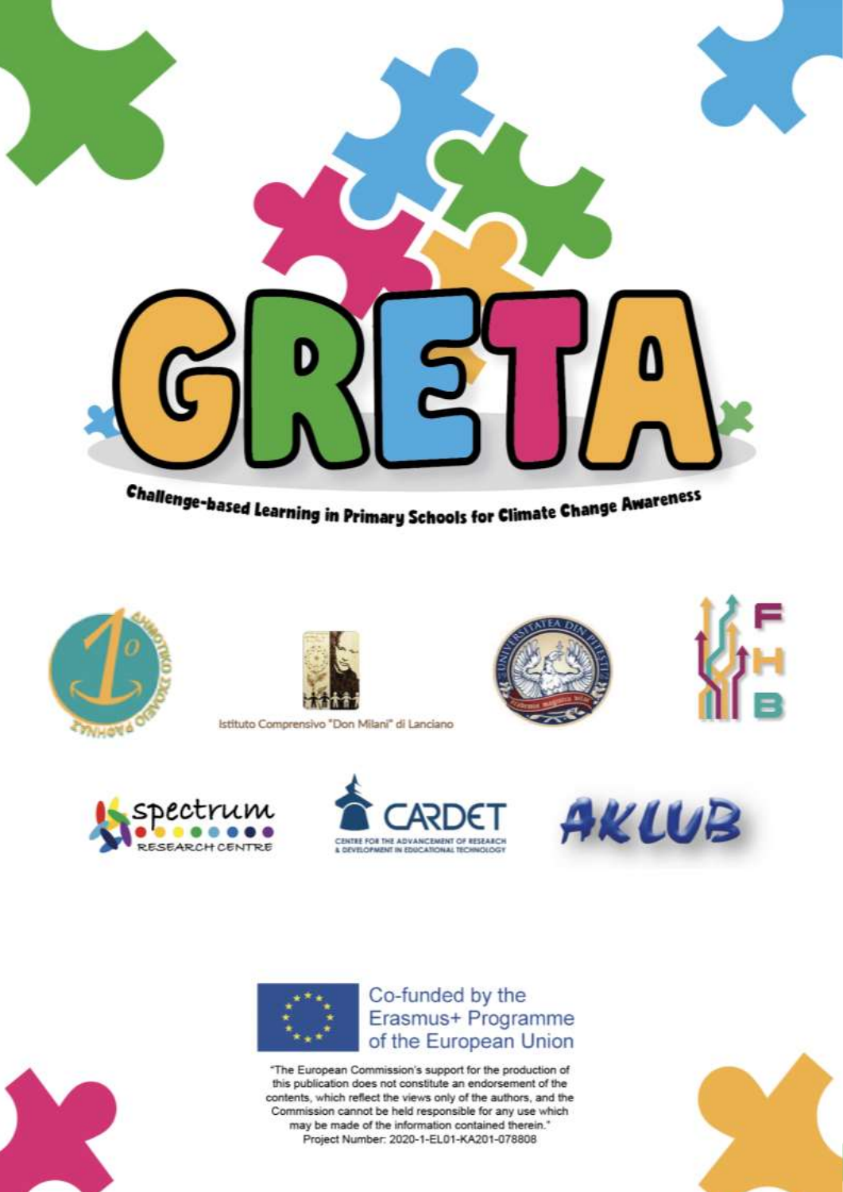# GRETA

Challenge-based Learning in Primary Schools for Climate Change Awareness

Istituto Comprensivo "Don Milani" di Lanciano

Co-funded by the Erasmus+ Programme of the European Union

"The European Commission's support for the production of this publication does not constitute an endorsement of the contents, which reflect the views only of the authors, and the Commission cannot be held responsible for any use which may be made of the information contained therein."

Project Number: 2020-1-EL01-KA201-078808